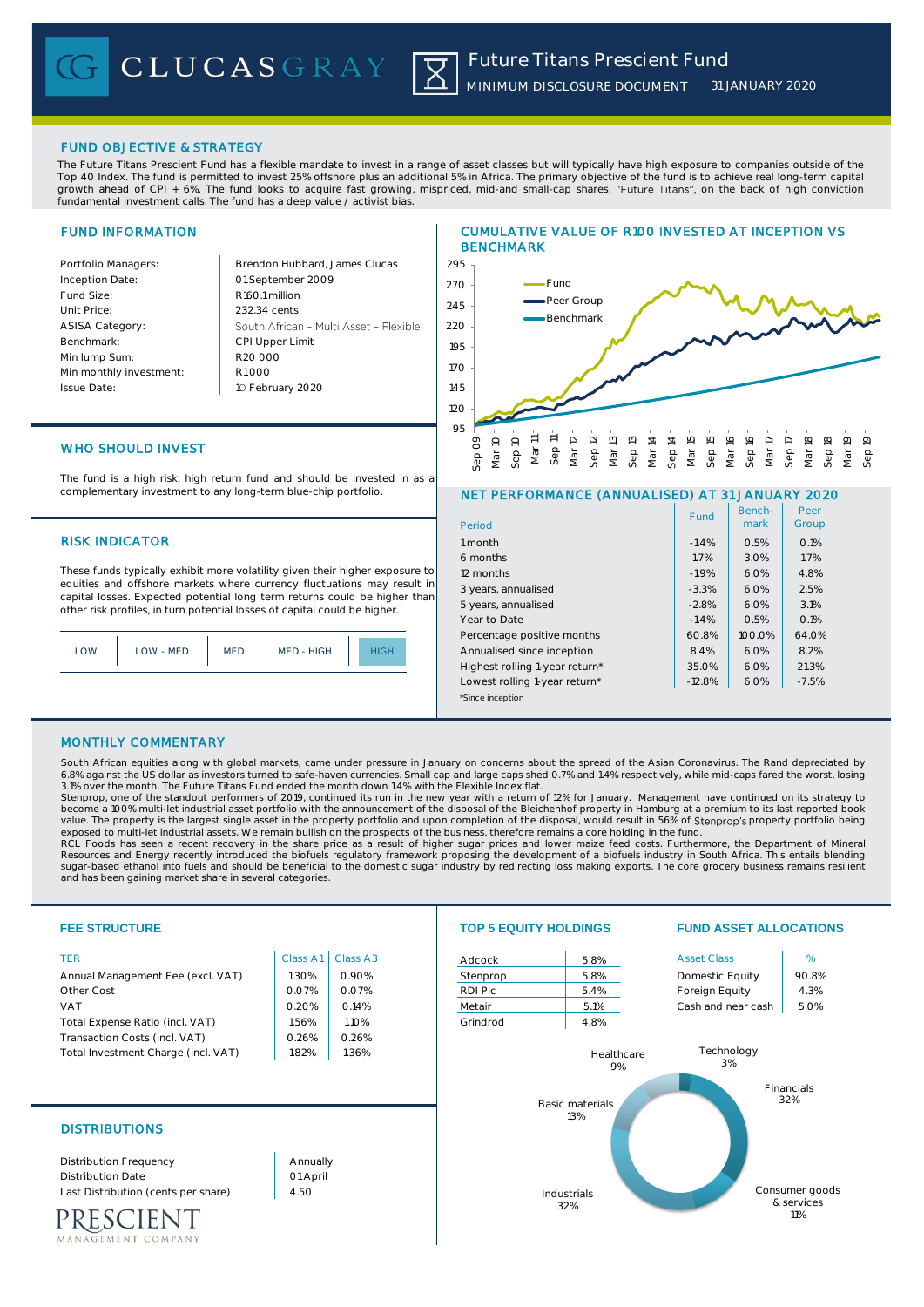CLUCASGRAY

# Future Titans Prescient Fund

MINIMUM DISCLOSURE DOCUMENT 31 JANUARY 2020

## FUND OBJECTIVE & STRATEGY

The Future Titans Prescient Fund has a flexible mandate to invest in a range of asset classes but will typically have high exposure to companies outside of the Top 40 Index. The fund is permitted to invest 25% offshore plus an additional 5% in Africa. The primary objective of the fund is to achieve real long-term capital growth ahead of CPI + 6%. The fund looks to acquire fast growing, mispriced, mid-and small-cap shares, "Future Titans", on the back of high conviction fundamental investment calls. The fund has a deep value / activist bias.

## FUND INFORMATION

| | |
|---|---|
| Portfolio Managers: | Brendon Hubbard, James Clucas |
| Inception Date: | 01 September 2009 |
| Fund Size: | R160.1 million |
| Unit Price: | 232.34 cents |
| ASISA Category: | South African – Multi Asset – Flexible |
| Benchmark: | CPI Upper Limit |
| Min lump Sum: | R20 000 |
| Min monthly investment: | R1 000 |
| Issue Date: | 10 February 2020 |

## CUMULATIVE VALUE OF R100 INVESTED AT INCEPTION VS BENCHMARK

Legend: Fund, Peer Group, Benchmark. Y-axis: 95 to 295. X-axis: Sep 09 to Sep 19.

## WHO SHOULD INVEST

The fund is a high risk, high return fund and should be invested in as a complementary investment to any long-term blue-chip portfolio.

## NET PERFORMANCE (ANNUALISED) AT 31 JANUARY 2020

| Period | Fund | Bench-mark | Peer Group |
|---|---|---|---|
| 1 month | -1.4% | 0.5% | 0.1% |
| 6 months | 1.7% | 3.0% | 1.7% |
| 12 months | -1.9% | 6.0% | 4.8% |
| 3 years, annualised | -3.3% | 6.0% | 2.5% |
| 5 years, annualised | -2.8% | 6.0% | 3.1% |
| Year to Date | -1.4% | 0.5% | 0.1% |
| Percentage positive months | 60.8% | 100.0% | 64.0% |
| Annualised since inception | 8.4% | 6.0% | 8.2% |
| Highest rolling 1-year return* | 35.0% | 6.0% | 21.3% |
| Lowest rolling 1-year return* | -12.8% | 6.0% | -7.5% |

*Since inception

## RISK INDICATOR

These funds typically exhibit more volatility given their higher exposure to equities and offshore markets where currency fluctuations may result in capital losses. Expected potential long term returns could be higher than other risk profiles, in turn potential losses of capital could be higher.

| LOW | LOW - MED | MED | MED - HIGH | **HIGH** |
|---|---|---|---|---|

## MONTHLY COMMENTARY

South African equities along with global markets, came under pressure in January on concerns about the spread of the Asian Coronavirus. The Rand depreciated by 6.8% against the US dollar as investors turned to safe-haven currencies. Small cap and large caps shed 0.7% and 1.4% respectively, while mid-caps fared the worst, losing 3.1% over the month. The Future Titans Fund ended the month down 1.4% with the Flexible Index flat.

Stenprop, one of the standout performers of 2019, continued its run in the new year with a return of 12% for January. Management have continued on its strategy to become a 100% multi-let industrial asset portfolio with the announcement of the disposal of the Bleichenhof property in Hamburg at a premium to its last reported book value. The property is the largest single asset in the property portfolio and upon completion of the disposal, would result in 56% of Stenprop's property portfolio being exposed to multi-let industrial assets. We remain bullish on the prospects of the business, therefore remains a core holding in the fund.

RCL Foods has seen a recent recovery in the share price as a result of higher sugar prices and lower maize feed costs. Furthermore, the Department of Mineral Resources and Energy recently introduced the biofuels regulatory framework proposing the development of a biofuels industry in South Africa. This entails blending sugar-based ethanol into fuels and should be beneficial to the domestic sugar industry by redirecting loss making exports. The core grocery business remains resilient and has been gaining market share in several categories.

## FEE STRUCTURE

| TER | Class A1 | Class A3 |
|---|---|---|
| Annual Management Fee (excl. VAT) | 1.30% | 0.90% |
| Other Cost | 0.07% | 0.07% |
| VAT | 0.20% | 0.14% |
| Total Expense Ratio (incl. VAT) | 1.56% | 1.10% |
| Transaction Costs (incl. VAT) | 0.26% | 0.26% |
| Total Investment Charge (incl. VAT) | 1.82% | 1.36% |

## TOP 5 EQUITY HOLDINGS

| | |
|---|---|
| Adcock | 5.8% |
| Stenprop | 5.8% |
| RDI Plc | 5.4% |
| Metair | 5.1% |
| Grindrod | 4.8% |

## FUND ASSET ALLOCATIONS

| Asset Class | % |
|---|---|
| Domestic Equity | 90.8% |
| Foreign Equity | 4.3% |
| Cash and near cash | 5.0% |

Sector allocation: Financials 32%, Industrials 32%, Basic materials 13%, Consumer goods & services 11%, Healthcare 9%, Technology 3%

## DISTRIBUTIONS

| | |
|---|---|
| Distribution Frequency | Annually |
| Distribution Date | 01 April |
| Last Distribution (cents per share) | 4.50 |

PRESCIENT MANAGEMENT COMPANY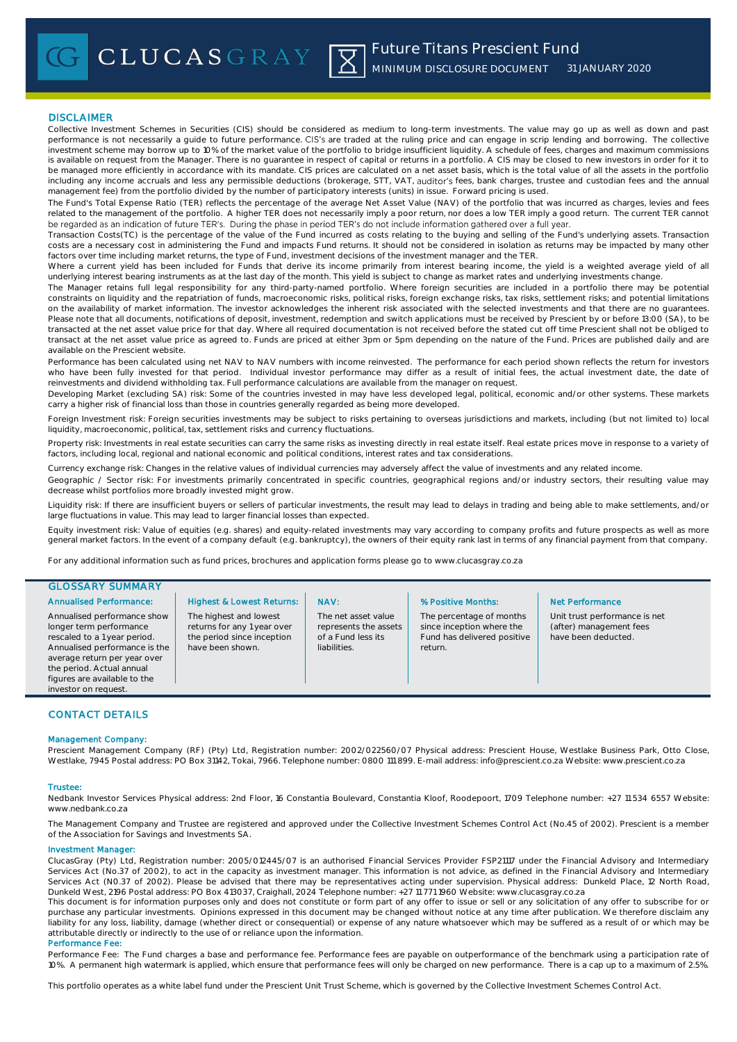# Future Titans Prescient Fund

MINIMUM DISCLOSURE DOCUMENT 31 JANUARY 2020

## DISCLAIMER

Collective Investment Schemes in Securities (CIS) should be considered as medium to long-term investments. The value may go up as well as down and past performance is not necessarily a guide to future performance. CIS's are traded at the ruling price and can engage in scrip lending and borrowing. The collective investment scheme may borrow up to 10% of the market value of the portfolio to bridge insufficient liquidity. A schedule of fees, charges and maximum commissions is available on request from the Manager. There is no guarantee in respect of capital or returns in a portfolio. A CIS may be closed to new investors in order for it to be managed more efficiently in accordance with its mandate. CIS prices are calculated on a net asset basis, which is the total value of all the assets in the portfolio including any income accruals and less any permissible deductions (brokerage, STT, VAT, auditor's fees, bank charges, trustee and custodian fees and the annual management fee) from the portfolio divided by the number of participatory interests (units) in issue. Forward pricing is used.

The Fund's Total Expense Ratio (TER) reflects the percentage of the average Net Asset Value (NAV) of the portfolio that was incurred as charges, levies and fees related to the management of the portfolio. A higher TER does not necessarily imply a poor return, nor does a low TER imply a good return. The current TER cannot be regarded as an indication of future TER's. During the phase in period TER's do not include information gathered over a full year.

Transaction Costs(TC) is the percentage of the value of the Fund incurred as costs relating to the buying and selling of the Fund's underlying assets. Transaction costs are a necessary cost in administering the Fund and impacts Fund returns. It should not be considered in isolation as returns may be impacted by many other factors over time including market returns, the type of Fund, investment decisions of the investment manager and the TER.

Where a current yield has been included for Funds that derive its income primarily from interest bearing income, the yield is a weighted average yield of all underlying interest bearing instruments as at the last day of the month. This yield is subject to change as market rates and underlying investments change.

The Manager retains full legal responsibility for any third-party-named portfolio. Where foreign securities are included in a portfolio there may be potential constraints on liquidity and the repatriation of funds, macroeconomic risks, political risks, foreign exchange risks, tax risks, settlement risks; and potential limitations on the availability of market information. The investor acknowledges the inherent risk associated with the selected investments and that there are no guarantees. Please note that all documents, notifications of deposit, investment, redemption and switch applications must be received by Prescient by or before 13:00 (SA), to be transacted at the net asset value price for that day. Where all required documentation is not received before the stated cut off time Prescient shall not be obliged to transact at the net asset value price as agreed to. Funds are priced at either 3pm or 5pm depending on the nature of the Fund. Prices are published daily and are available on the Prescient website.

Performance has been calculated using net NAV to NAV numbers with income reinvested. The performance for each period shown reflects the return for investors who have been fully invested for that period. Individual investor performance may differ as a result of initial fees, the actual investment date, the date of reinvestments and dividend withholding tax. Full performance calculations are available from the manager on request.

Developing Market (excluding SA) risk: Some of the countries invested in may have less developed legal, political, economic and/or other systems. These markets carry a higher risk of financial loss than those in countries generally regarded as being more developed.

Foreign Investment risk: Foreign securities investments may be subject to risks pertaining to overseas jurisdictions and markets, including (but not limited to) local liquidity, macroeconomic, political, tax, settlement risks and currency fluctuations.

Property risk: Investments in real estate securities can carry the same risks as investing directly in real estate itself. Real estate prices move in response to a variety of factors, including local, regional and national economic and political conditions, interest rates and tax considerations.

Currency exchange risk: Changes in the relative values of individual currencies may adversely affect the value of investments and any related income.

Geographic / Sector risk: For investments primarily concentrated in specific countries, geographical regions and/or industry sectors, their resulting value may decrease whilst portfolios more broadly invested might grow.

Liquidity risk: If there are insufficient buyers or sellers of particular investments, the result may lead to delays in trading and being able to make settlements, and/or large fluctuations in value. This may lead to larger financial losses than expected.

Equity investment risk: Value of equities (e.g. shares) and equity-related investments may vary according to company profits and future prospects as well as more general market factors. In the event of a company default (e.g. bankruptcy), the owners of their equity rank last in terms of any financial payment from that company.

For any additional information such as fund prices, brochures and application forms please go to www.clucasgray.co.za

## GLOSSARY SUMMARY

**Annualised Performance:**
Annualised performance show longer term performance rescaled to a 1 year period. Annualised performance is the average return per year over the period. Actual annual figures are available to the investor on request.

**Highest & Lowest Returns:**
The highest and lowest returns for any 1 year over the period since inception have been shown.

**NAV:**
The net asset value represents the assets of a Fund less its liabilities.

**% Positive Months:**
The percentage of months since inception where the Fund has delivered positive return.

**Net Performance**
Unit trust performance is net (after) management fees have been deducted.

## CONTACT DETAILS

### Management Company:

Prescient Management Company (RF) (Pty) Ltd, Registration number: 2002/022560/07 Physical address: Prescient House, Westlake Business Park, Otto Close, Westlake, 7945 Postal address: PO Box 31142, Tokai, 7966. Telephone number: 0800 111 899. E-mail address: info@prescient.co.za Website: www.prescient.co.za

### Trustee:

Nedbank Investor Services Physical address: 2nd Floor, 16 Constantia Boulevard, Constantia Kloof, Roodepoort, 1709 Telephone number: +27 11 534 6557 Website: www.nedbank.co.za

The Management Company and Trustee are registered and approved under the Collective Investment Schemes Control Act (No.45 of 2002). Prescient is a member of the Association for Savings and Investments SA.

### Investment Manager:

ClucasGray (Pty) Ltd, Registration number: 2005/012445/07 is an authorised Financial Services Provider FSP21117 under the Financial Advisory and Intermediary Services Act (No.37 of 2002), to act in the capacity as investment manager. This information is not advice, as defined in the Financial Advisory and Intermediary Services Act (N0.37 of 2002). Please be advised that there may be representatives acting under supervision. Physical address: Dunkeld Place, 12 North Road, Dunkeld West, 2196 Postal address: PO Box 413037, Craighall, 2024 Telephone number: +27 11 771 1960 Website: www.clucasgray.co.za

This document is for information purposes only and does not constitute or form part of any offer to issue or sell or any solicitation of any offer to subscribe for or purchase any particular investments. Opinions expressed in this document may be changed without notice at any time after publication. We therefore disclaim any liability for any loss, liability, damage (whether direct or consequential) or expense of any nature whatsoever which may be suffered as a result of or which may be attributable directly or indirectly to the use of or reliance upon the information.

### Performance Fee:

Performance Fee: The Fund charges a base and performance fee. Performance fees are payable on outperformance of the benchmark using a participation rate of 10%. A permanent high watermark is applied, which ensure that performance fees will only be charged on new performance. There is a cap up to a maximum of 2.5%.

This portfolio operates as a white label fund under the Prescient Unit Trust Scheme, which is governed by the Collective Investment Schemes Control Act.